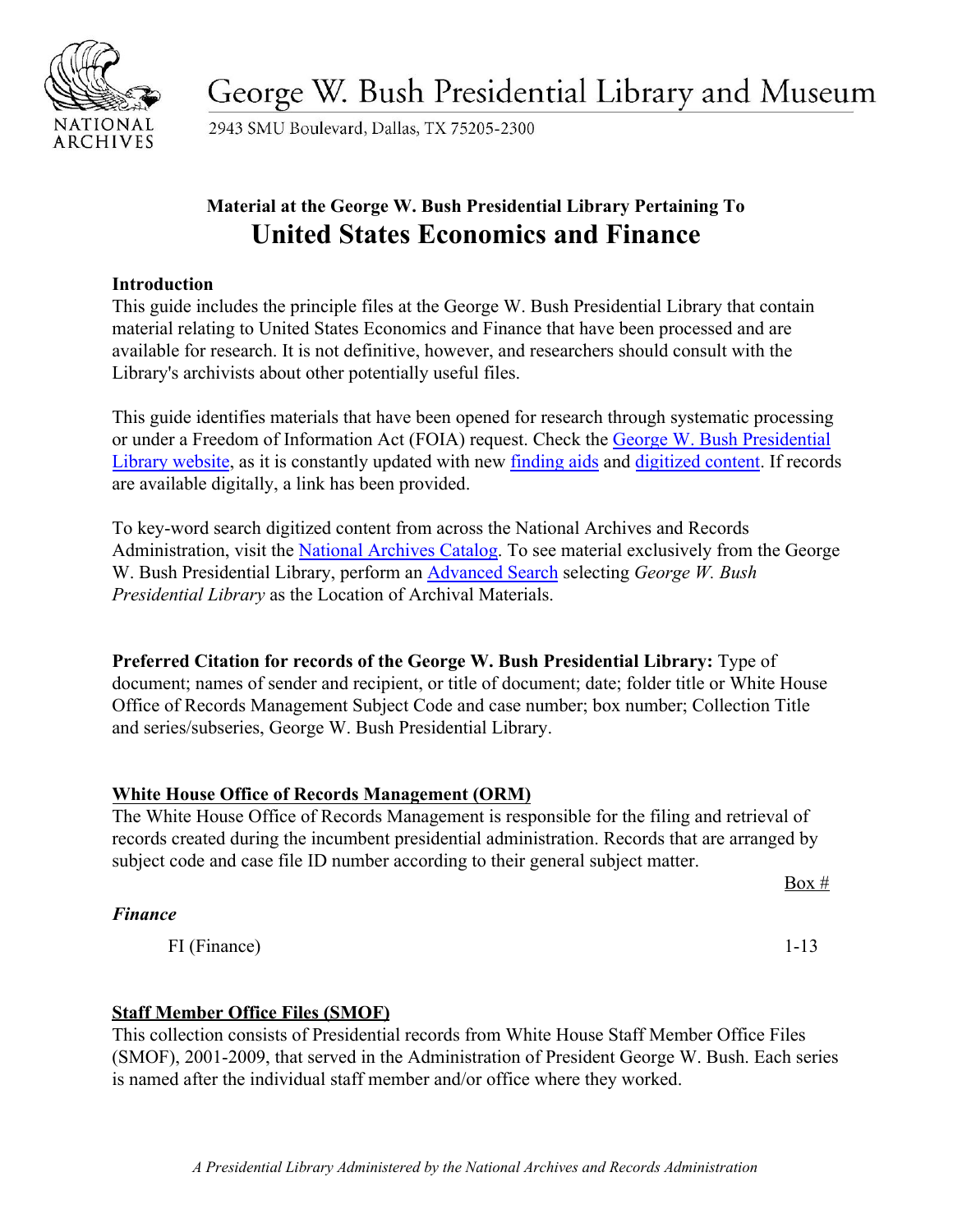# George W. Bush Presidential Library and Museum

2943 SMU Boulevard, Dallas, TX 75205-2300

**Material at the George W. Bush Presidential Library Pertaining To**

## United States Economics and Finance

**Introduction**

This guide includes the principle files at the George W. Bush Presidential Library that contain material relating to United States Economics and Finance that have been processed and are available for research. It is not definitive, however, and researchers should consult with the Library's archivists about other potentially useful files.

This guide identifies materials that have been opened for research through systematic processing or under a Freedom of Information Act (FOIA) request. Check the George W. Bush Presidential Library website, as it is constantly updated with new finding aids and digitized content. If records are available digitally, a link has been provided.

To key-word search digitized content from across the National Archives and Records Administration, visit the National Archives Catalog. To see material exclusively from the George W. Bush Presidential Library, perform an Advanced Search selecting *George W. Bush Presidential Library* as the Location of Archival Materials.

**Preferred Citation for records of the George W. Bush Presidential Library:** Type of document; names of sender and recipient, or title of document; date; folder title or White House Office of Records Management Subject Code and case number; box number; Collection Title and series/subseries, George W. Bush Presidential Library.

**White House Office of Records Management (ORM)**

The White House Office of Records Management is responsible for the filing and retrieval of records created during the incumbent presidential administration. Records that are arranged by subject code and case file ID number according to their general subject matter.

| | Box # |
|---|---|
| ***Finance*** | |
| FI (Finance) | 1-13 |

**Staff Member Office Files (SMOF)**

This collection consists of Presidential records from White House Staff Member Office Files (SMOF), 2001-2009, that served in the Administration of President George W. Bush. Each series is named after the individual staff member and/or office where they worked.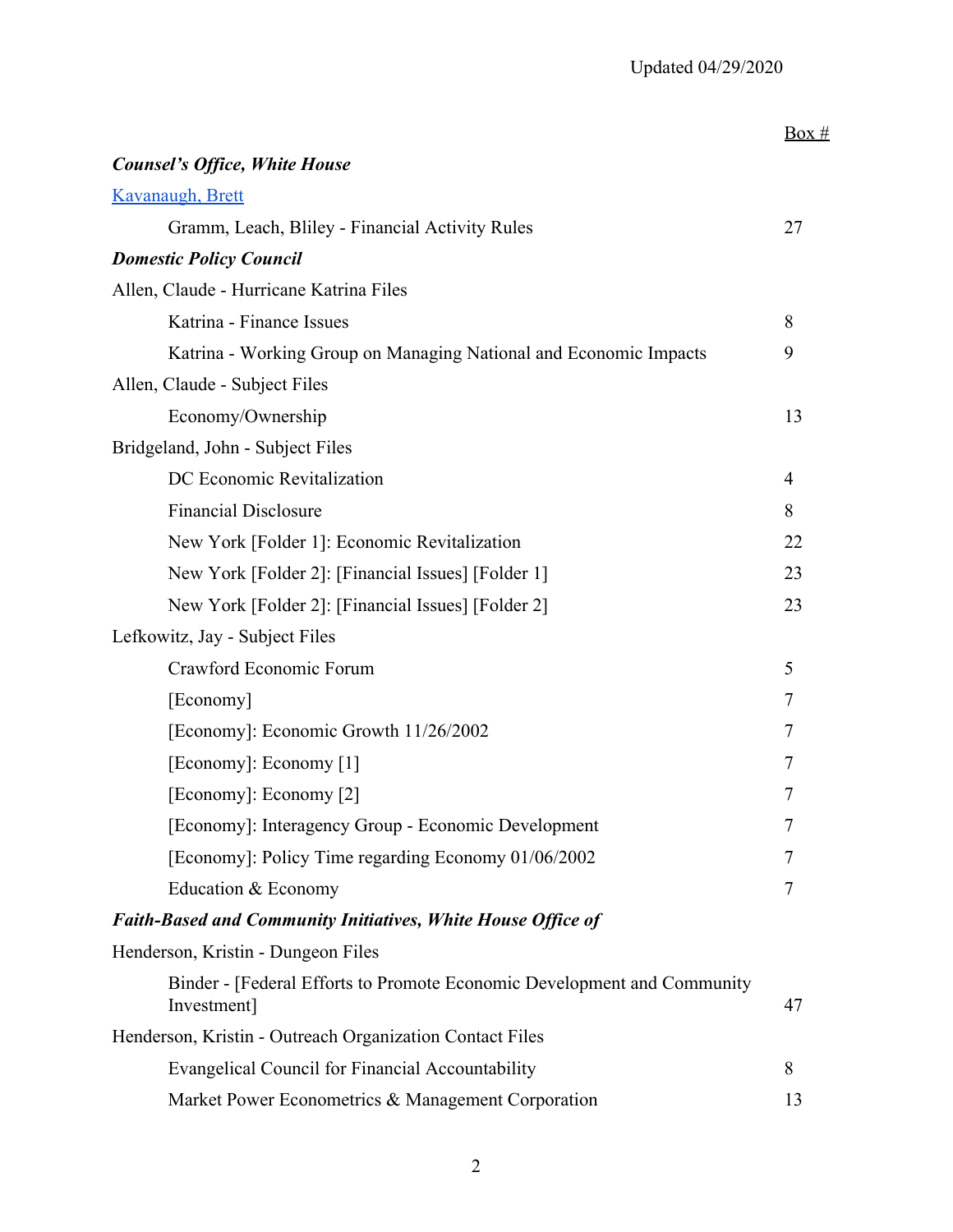Updated 04/29/2020

| | Box # |
|---|---|
| ***Counsel's Office, White House*** | |
| Kavanaugh, Brett | |
| Gramm, Leach, Bliley - Financial Activity Rules | 27 |
| ***Domestic Policy Council*** | |
| Allen, Claude - Hurricane Katrina Files | |
| Katrina - Finance Issues | 8 |
| Katrina - Working Group on Managing National and Economic Impacts | 9 |
| Allen, Claude - Subject Files | |
| Economy/Ownership | 13 |
| Bridgeland, John - Subject Files | |
| DC Economic Revitalization | 4 |
| Financial Disclosure | 8 |
| New York [Folder 1]: Economic Revitalization | 22 |
| New York [Folder 2]: [Financial Issues] [Folder 1] | 23 |
| New York [Folder 2]: [Financial Issues] [Folder 2] | 23 |
| Lefkowitz, Jay - Subject Files | |
| Crawford Economic Forum | 5 |
| [Economy] | 7 |
| [Economy]: Economic Growth 11/26/2002 | 7 |
| [Economy]: Economy [1] | 7 |
| [Economy]: Economy [2] | 7 |
| [Economy]: Interagency Group - Economic Development | 7 |
| [Economy]: Policy Time regarding Economy 01/06/2002 | 7 |
| Education & Economy | 7 |
| ***Faith-Based and Community Initiatives, White House Office of*** | |
| Henderson, Kristin - Dungeon Files | |
| Binder - [Federal Efforts to Promote Economic Development and Community Investment] | 47 |
| Henderson, Kristin - Outreach Organization Contact Files | |
| Evangelical Council for Financial Accountability | 8 |
| Market Power Econometrics & Management Corporation | 13 |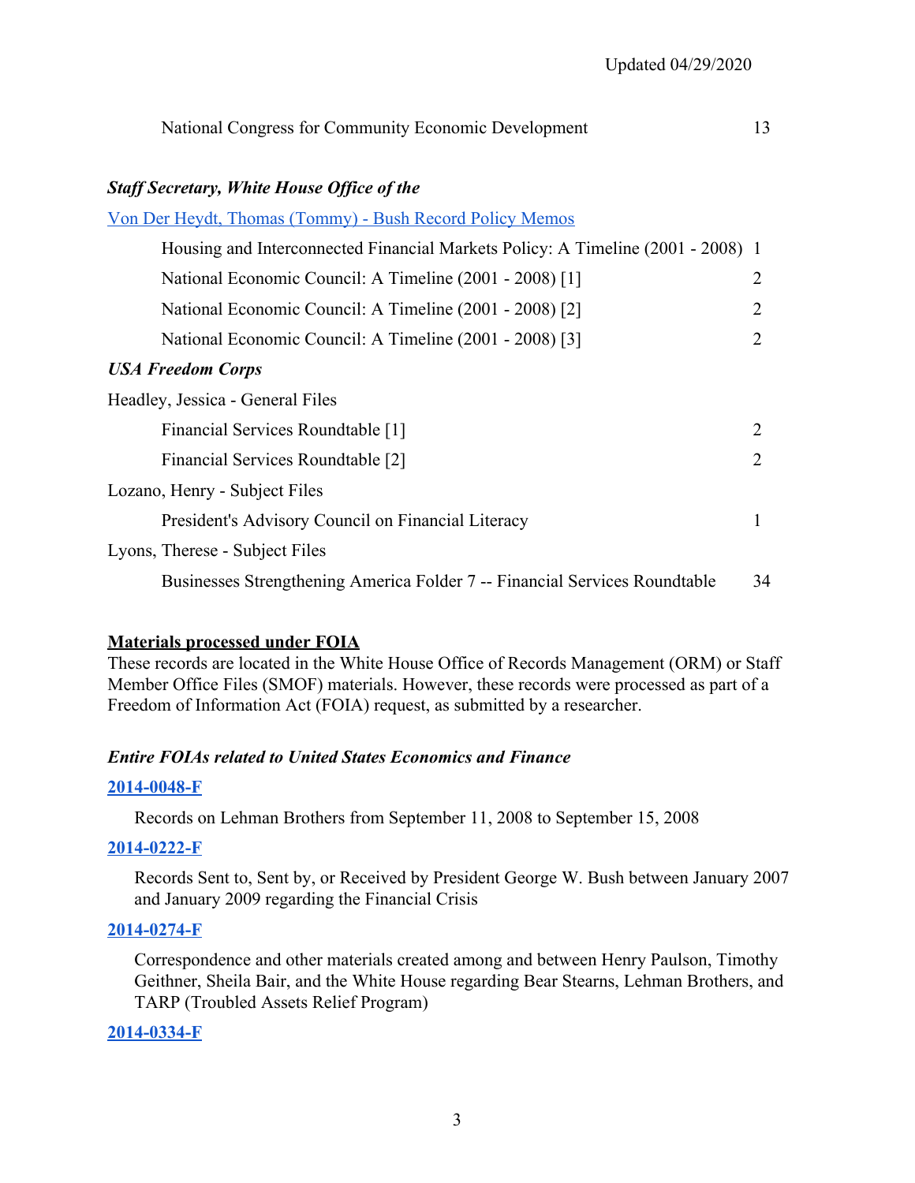| | |
|---|---|
| National Congress for Community Economic Development | 13 |

***Staff Secretary, White House Office of the***

Von Der Heydt, Thomas (Tommy) - Bush Record Policy Memos

| | |
|---|---|
| Housing and Interconnected Financial Markets Policy: A Timeline (2001 - 2008) | 1 |
| National Economic Council: A Timeline (2001 - 2008) [1] | 2 |
| National Economic Council: A Timeline (2001 - 2008) [2] | 2 |
| National Economic Council: A Timeline (2001 - 2008) [3] | 2 |

***USA Freedom Corps***

Headley, Jessica - General Files

| | |
|---|---|
| Financial Services Roundtable [1] | 2 |
| Financial Services Roundtable [2] | 2 |

Lozano, Henry - Subject Files

| | |
|---|---|
| President's Advisory Council on Financial Literacy | 1 |

Lyons, Therese - Subject Files

| | |
|---|---|
| Businesses Strengthening America Folder 7 -- Financial Services Roundtable | 34 |

**Materials processed under FOIA**

These records are located in the White House Office of Records Management (ORM) or Staff Member Office Files (SMOF) materials. However, these records were processed as part of a Freedom of Information Act (FOIA) request, as submitted by a researcher.

***Entire FOIAs related to United States Economics and Finance***

**2014-0048-F**

Records on Lehman Brothers from September 11, 2008 to September 15, 2008

**2014-0222-F**

Records Sent to, Sent by, or Received by President George W. Bush between January 2007 and January 2009 regarding the Financial Crisis

**2014-0274-F**

Correspondence and other materials created among and between Henry Paulson, Timothy Geithner, Sheila Bair, and the White House regarding Bear Stearns, Lehman Brothers, and TARP (Troubled Assets Relief Program)

**2014-0334-F**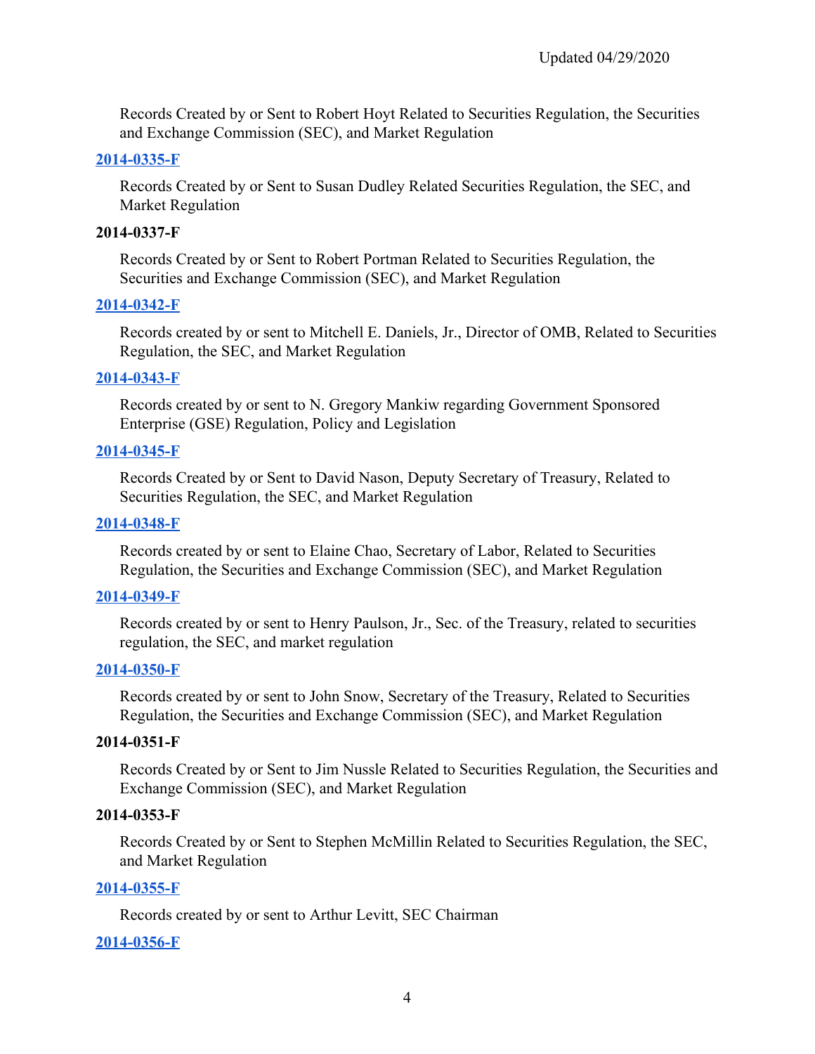Records Created by or Sent to Robert Hoyt Related to Securities Regulation, the Securities and Exchange Commission (SEC), and Market Regulation

**2014-0335-F**

Records Created by or Sent to Susan Dudley Related Securities Regulation, the SEC, and Market Regulation

**2014-0337-F**

Records Created by or Sent to Robert Portman Related to Securities Regulation, the Securities and Exchange Commission (SEC), and Market Regulation

**2014-0342-F**

Records created by or sent to Mitchell E. Daniels, Jr., Director of OMB, Related to Securities Regulation, the SEC, and Market Regulation

**2014-0343-F**

Records created by or sent to N. Gregory Mankiw regarding Government Sponsored Enterprise (GSE) Regulation, Policy and Legislation

**2014-0345-F**

Records Created by or Sent to David Nason, Deputy Secretary of Treasury, Related to Securities Regulation, the SEC, and Market Regulation

**2014-0348-F**

Records created by or sent to Elaine Chao, Secretary of Labor, Related to Securities Regulation, the Securities and Exchange Commission (SEC), and Market Regulation

**2014-0349-F**

Records created by or sent to Henry Paulson, Jr., Sec. of the Treasury, related to securities regulation, the SEC, and market regulation

**2014-0350-F**

Records created by or sent to John Snow, Secretary of the Treasury, Related to Securities Regulation, the Securities and Exchange Commission (SEC), and Market Regulation

**2014-0351-F**

Records Created by or Sent to Jim Nussle Related to Securities Regulation, the Securities and Exchange Commission (SEC), and Market Regulation

**2014-0353-F**

Records Created by or Sent to Stephen McMillin Related to Securities Regulation, the SEC, and Market Regulation

**2014-0355-F**

Records created by or sent to Arthur Levitt, SEC Chairman

**2014-0356-F**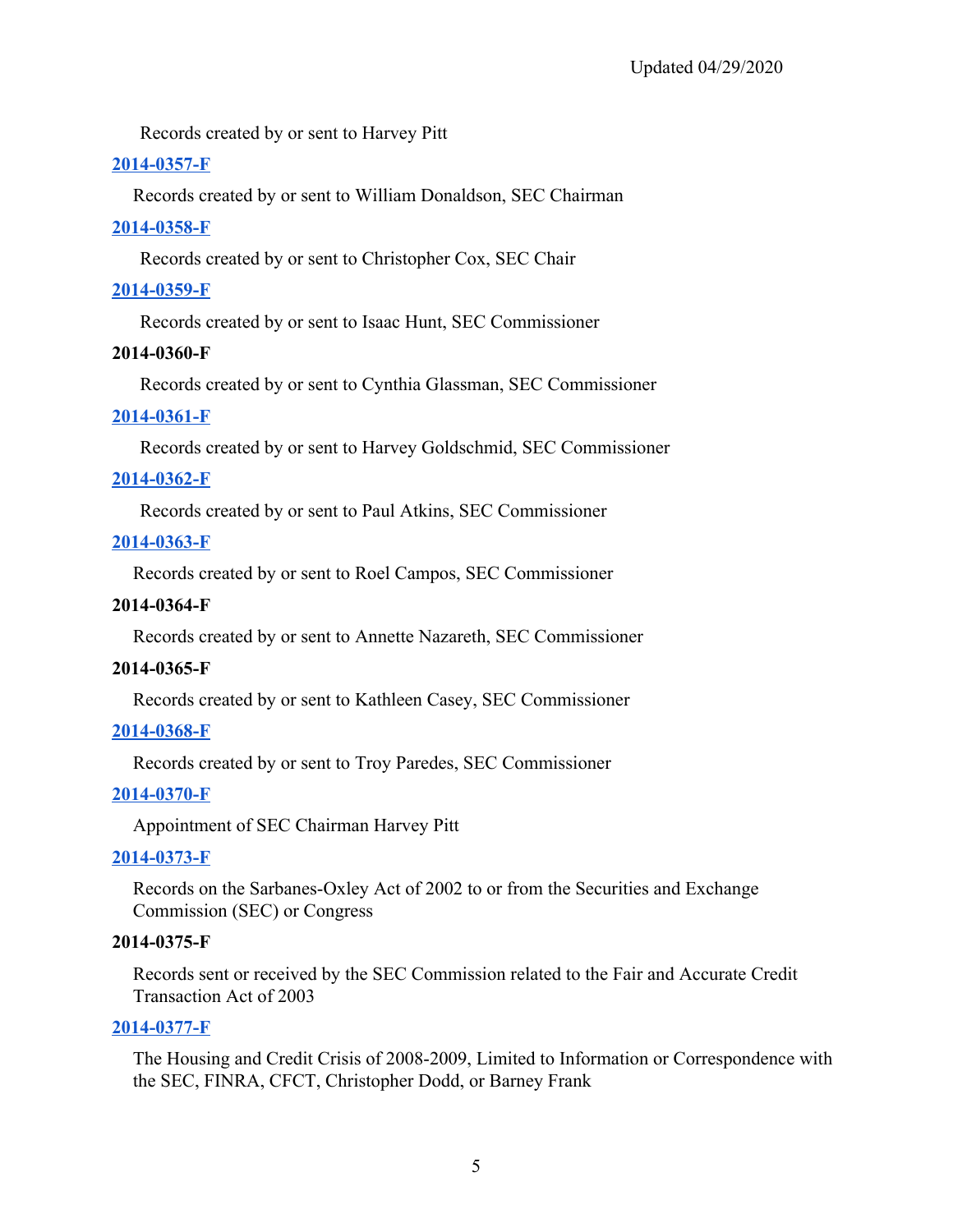Records created by or sent to Harvey Pitt

**2014-0357-F**

Records created by or sent to William Donaldson, SEC Chairman

**2014-0358-F**

Records created by or sent to Christopher Cox, SEC Chair

**2014-0359-F**

Records created by or sent to Isaac Hunt, SEC Commissioner

**2014-0360-F**

Records created by or sent to Cynthia Glassman, SEC Commissioner

**2014-0361-F**

Records created by or sent to Harvey Goldschmid, SEC Commissioner

**2014-0362-F**

Records created by or sent to Paul Atkins, SEC Commissioner

**2014-0363-F**

Records created by or sent to Roel Campos, SEC Commissioner

**2014-0364-F**

Records created by or sent to Annette Nazareth, SEC Commissioner

**2014-0365-F**

Records created by or sent to Kathleen Casey, SEC Commissioner

**2014-0368-F**

Records created by or sent to Troy Paredes, SEC Commissioner

**2014-0370-F**

Appointment of SEC Chairman Harvey Pitt

**2014-0373-F**

Records on the Sarbanes-Oxley Act of 2002 to or from the Securities and Exchange Commission (SEC) or Congress

**2014-0375-F**

Records sent or received by the SEC Commission related to the Fair and Accurate Credit Transaction Act of 2003

**2014-0377-F**

The Housing and Credit Crisis of 2008-2009, Limited to Information or Correspondence with the SEC, FINRA, CFCT, Christopher Dodd, or Barney Frank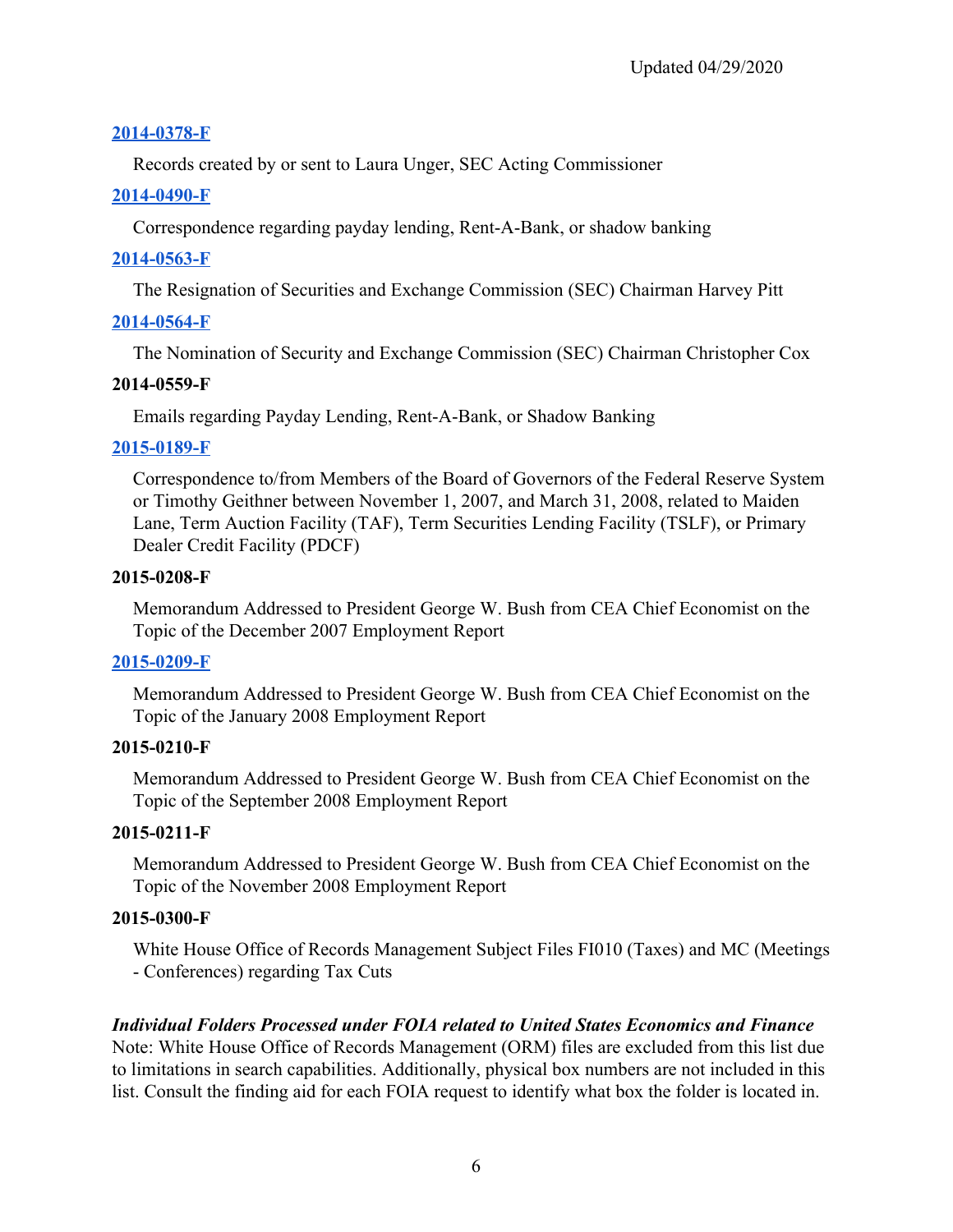**2014-0378-F**

Records created by or sent to Laura Unger, SEC Acting Commissioner

**2014-0490-F**

Correspondence regarding payday lending, Rent-A-Bank, or shadow banking

**2014-0563-F**

The Resignation of Securities and Exchange Commission (SEC) Chairman Harvey Pitt

**2014-0564-F**

The Nomination of Security and Exchange Commission (SEC) Chairman Christopher Cox

**2014-0559-F**

Emails regarding Payday Lending, Rent-A-Bank, or Shadow Banking

**2015-0189-F**

Correspondence to/from Members of the Board of Governors of the Federal Reserve System or Timothy Geithner between November 1, 2007, and March 31, 2008, related to Maiden Lane, Term Auction Facility (TAF), Term Securities Lending Facility (TSLF), or Primary Dealer Credit Facility (PDCF)

**2015-0208-F**

Memorandum Addressed to President George W. Bush from CEA Chief Economist on the Topic of the December 2007 Employment Report

**2015-0209-F**

Memorandum Addressed to President George W. Bush from CEA Chief Economist on the Topic of the January 2008 Employment Report

**2015-0210-F**

Memorandum Addressed to President George W. Bush from CEA Chief Economist on the Topic of the September 2008 Employment Report

**2015-0211-F**

Memorandum Addressed to President George W. Bush from CEA Chief Economist on the Topic of the November 2008 Employment Report

**2015-0300-F**

White House Office of Records Management Subject Files FI010 (Taxes) and MC (Meetings - Conferences) regarding Tax Cuts

***Individual Folders Processed under FOIA related to United States Economics and Finance***

Note: White House Office of Records Management (ORM) files are excluded from this list due to limitations in search capabilities. Additionally, physical box numbers are not included in this list. Consult the finding aid for each FOIA request to identify what box the folder is located in.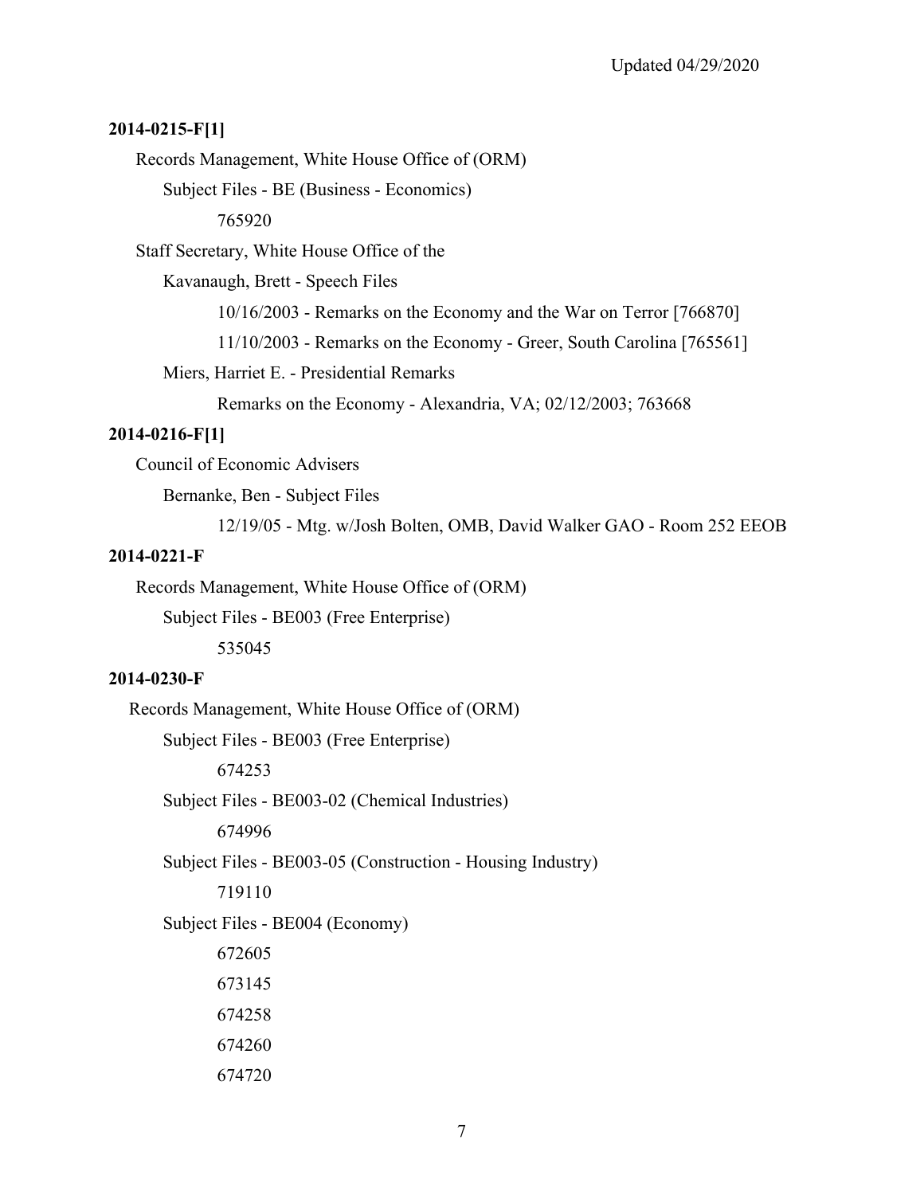**2014-0215-F[1]**

- Records Management, White House Office of (ORM)
  - Subject Files - BE (Business - Economics)
    - 765920
- Staff Secretary, White House Office of the
  - Kavanaugh, Brett - Speech Files
    - 10/16/2003 - Remarks on the Economy and the War on Terror [766870]
    - 11/10/2003 - Remarks on the Economy - Greer, South Carolina [765561]
  - Miers, Harriet E. - Presidential Remarks
    - Remarks on the Economy - Alexandria, VA; 02/12/2003; 763668

**2014-0216-F[1]**

- Council of Economic Advisers
  - Bernanke, Ben - Subject Files
    - 12/19/05 - Mtg. w/Josh Bolten, OMB, David Walker GAO - Room 252 EEOB

**2014-0221-F**

- Records Management, White House Office of (ORM)
  - Subject Files - BE003 (Free Enterprise)
    - 535045

**2014-0230-F**

- Records Management, White House Office of (ORM)
  - Subject Files - BE003 (Free Enterprise)
    - 674253
  - Subject Files - BE003-02 (Chemical Industries)
    - 674996
  - Subject Files - BE003-05 (Construction - Housing Industry)
    - 719110
  - Subject Files - BE004 (Economy)
    - 672605
    - 673145
    - 674258
    - 674260
    - 674720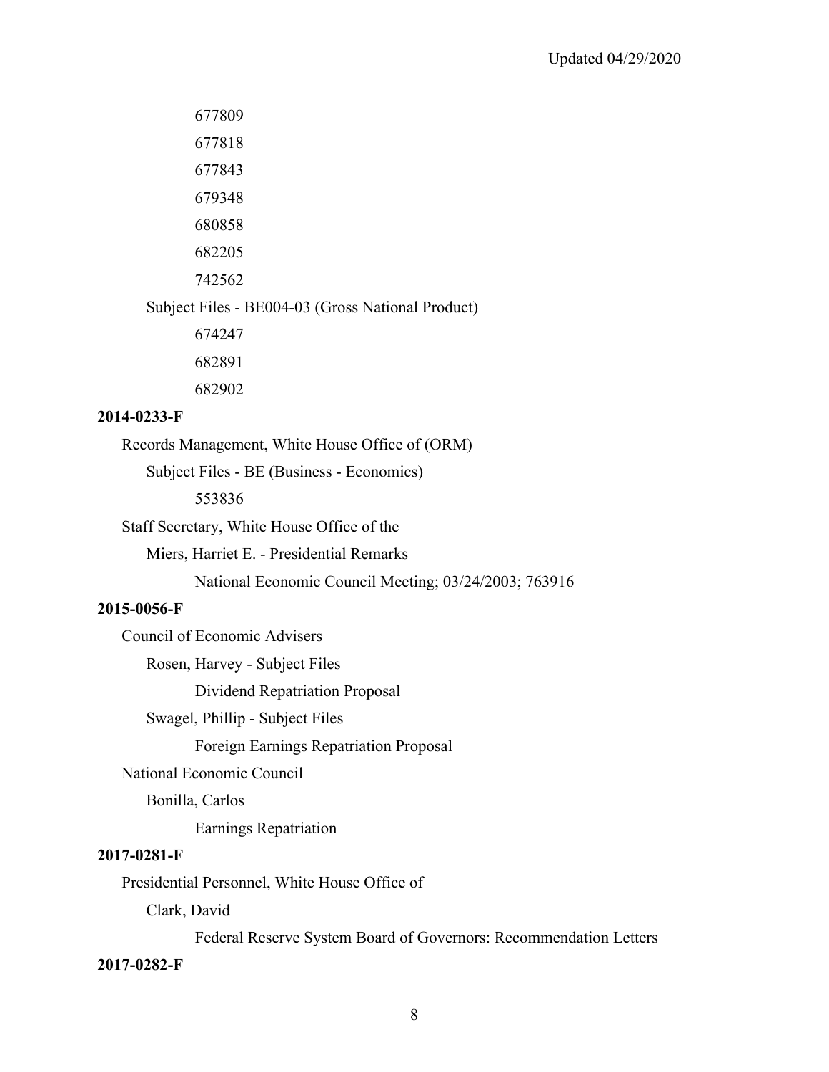677809

677818

677843

679348

680858

682205

742562

Subject Files - BE004-03 (Gross National Product)

674247

682891

682902

**2014-0233-F**

Records Management, White House Office of (ORM)

Subject Files - BE (Business - Economics)

553836

Staff Secretary, White House Office of the

Miers, Harriet E. - Presidential Remarks

National Economic Council Meeting; 03/24/2003; 763916

**2015-0056-F**

Council of Economic Advisers

Rosen, Harvey - Subject Files

Dividend Repatriation Proposal

Swagel, Phillip - Subject Files

Foreign Earnings Repatriation Proposal

National Economic Council

Bonilla, Carlos

Earnings Repatriation

**2017-0281-F**

Presidential Personnel, White House Office of

Clark, David

Federal Reserve System Board of Governors: Recommendation Letters

**2017-0282-F**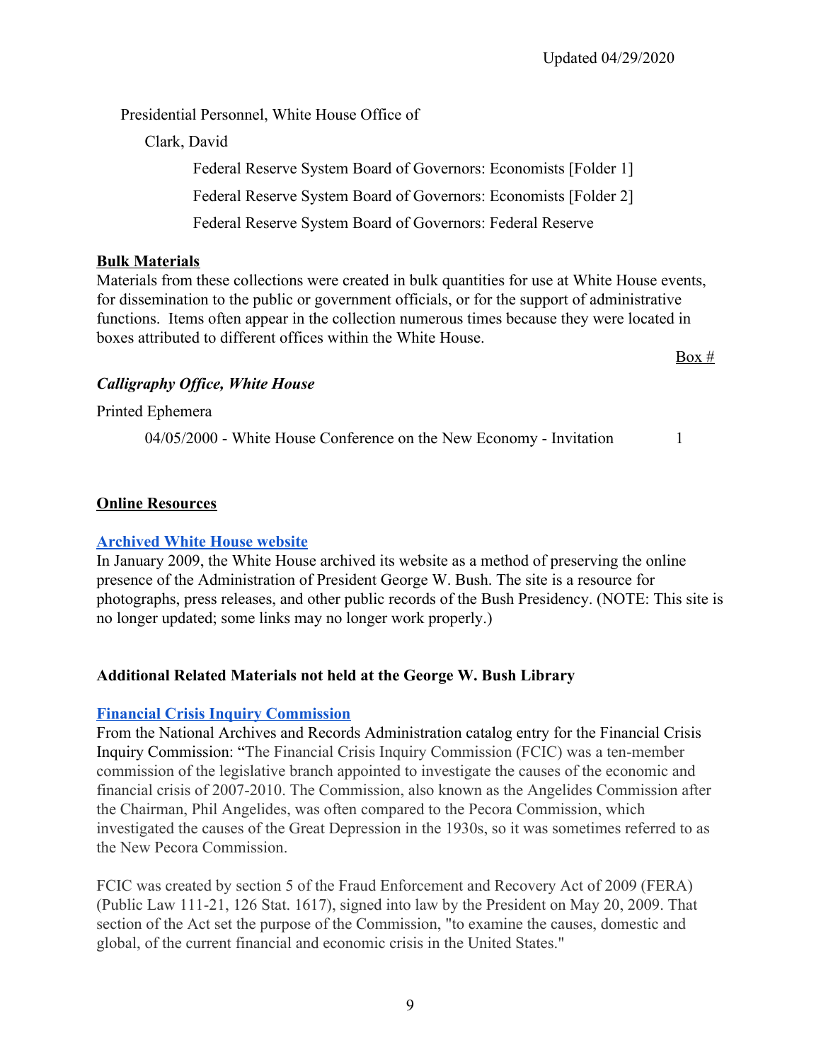Presidential Personnel, White House Office of

Clark, David

Federal Reserve System Board of Governors: Economists [Folder 1]

Federal Reserve System Board of Governors: Economists [Folder 2]

Federal Reserve System Board of Governors: Federal Reserve

**Bulk Materials**

Materials from these collections were created in bulk quantities for use at White House events, for dissemination to the public or government officials, or for the support of administrative functions. Items often appear in the collection numerous times because they were located in boxes attributed to different offices within the White House.

Box #

***Calligraphy Office, White House***

Printed Ephemera

04/05/2000 - White House Conference on the New Economy - Invitation 1

**Online Resources**

**Archived White House website**

In January 2009, the White House archived its website as a method of preserving the online presence of the Administration of President George W. Bush. The site is a resource for photographs, press releases, and other public records of the Bush Presidency. (NOTE: This site is no longer updated; some links may no longer work properly.)

**Additional Related Materials not held at the George W. Bush Library**

**Financial Crisis Inquiry Commission**

From the National Archives and Records Administration catalog entry for the Financial Crisis Inquiry Commission: "The Financial Crisis Inquiry Commission (FCIC) was a ten-member commission of the legislative branch appointed to investigate the causes of the economic and financial crisis of 2007-2010. The Commission, also known as the Angelides Commission after the Chairman, Phil Angelides, was often compared to the Pecora Commission, which investigated the causes of the Great Depression in the 1930s, so it was sometimes referred to as the New Pecora Commission.

FCIC was created by section 5 of the Fraud Enforcement and Recovery Act of 2009 (FERA) (Public Law 111-21, 126 Stat. 1617), signed into law by the President on May 20, 2009. That section of the Act set the purpose of the Commission, "to examine the causes, domestic and global, of the current financial and economic crisis in the United States."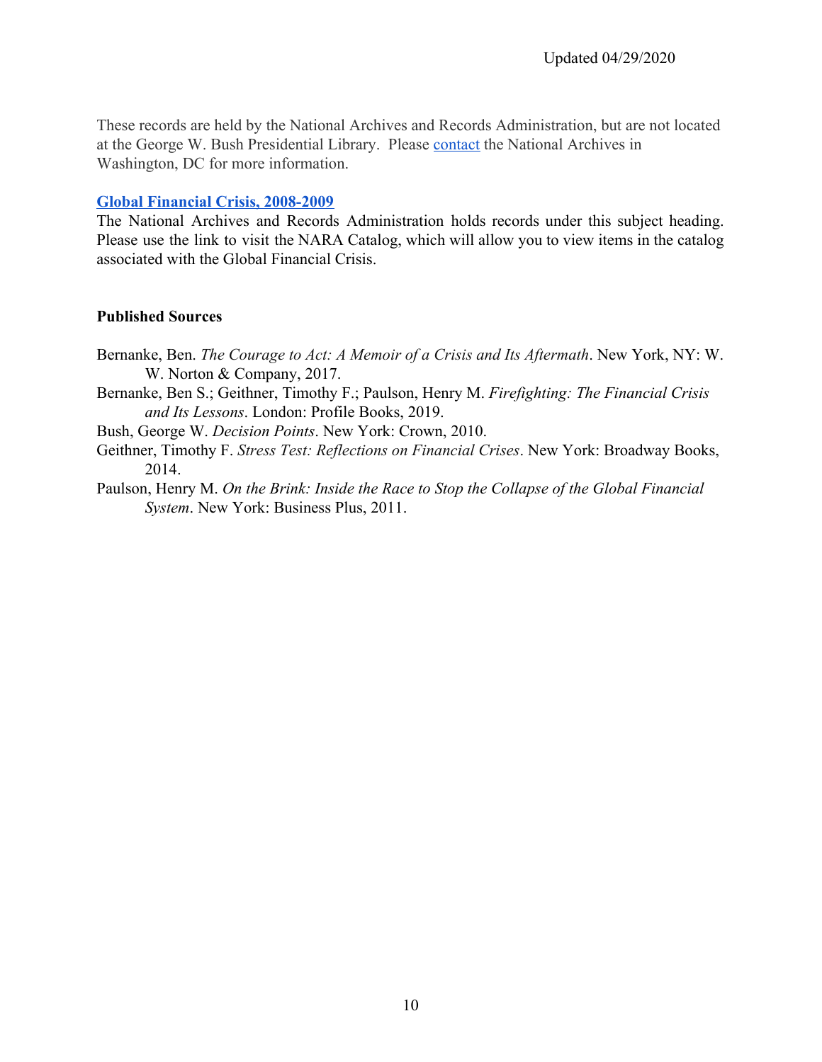These records are held by the National Archives and Records Administration, but are not located at the George W. Bush Presidential Library. Please contact the National Archives in Washington, DC for more information.

**Global Financial Crisis, 2008-2009**

The National Archives and Records Administration holds records under this subject heading. Please use the link to visit the NARA Catalog, which will allow you to view items in the catalog associated with the Global Financial Crisis.

**Published Sources**

Bernanke, Ben. *The Courage to Act: A Memoir of a Crisis and Its Aftermath*. New York, NY: W. W. Norton & Company, 2017.

Bernanke, Ben S.; Geithner, Timothy F.; Paulson, Henry M. *Firefighting: The Financial Crisis and Its Lessons*. London: Profile Books, 2019.

Bush, George W. *Decision Points*. New York: Crown, 2010.

Geithner, Timothy F. *Stress Test: Reflections on Financial Crises*. New York: Broadway Books, 2014.

Paulson, Henry M. *On the Brink: Inside the Race to Stop the Collapse of the Global Financial System*. New York: Business Plus, 2011.